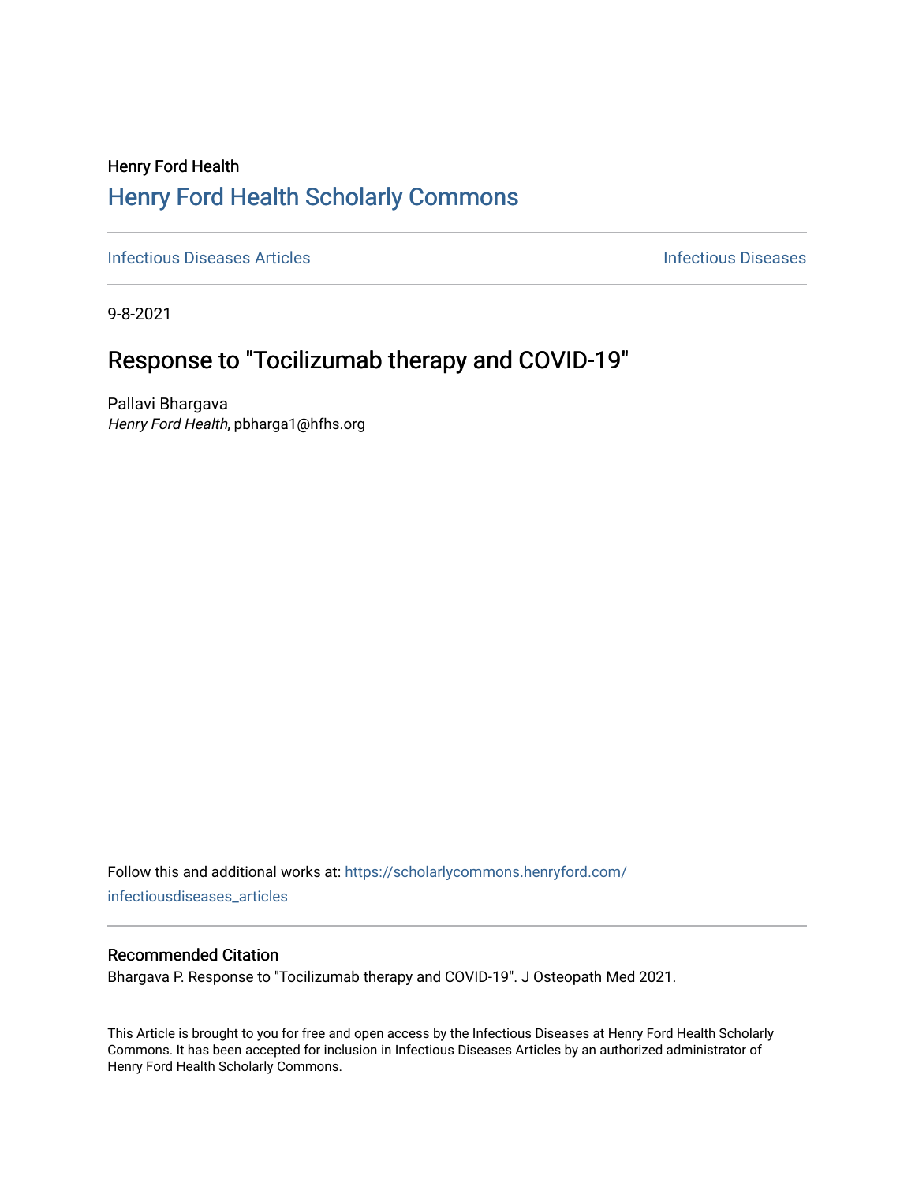Henry Ford Health

## Henry Ford Health Scholarly Commons

Infectious Diseases Articles | Infectious Diseases

9-8-2021

# Response to "Tocilizumab therapy and COVID-19"

Pallavi Bhargava
*Henry Ford Health*, pbharga1@hfhs.org

Follow this and additional works at: https://scholarlycommons.henryford.com/infectiousdiseases_articles

### Recommended Citation

Bhargava P. Response to "Tocilizumab therapy and COVID-19". J Osteopath Med 2021.

This Article is brought to you for free and open access by the Infectious Diseases at Henry Ford Health Scholarly Commons. It has been accepted for inclusion in Infectious Diseases Articles by an authorized administrator of Henry Ford Health Scholarly Commons.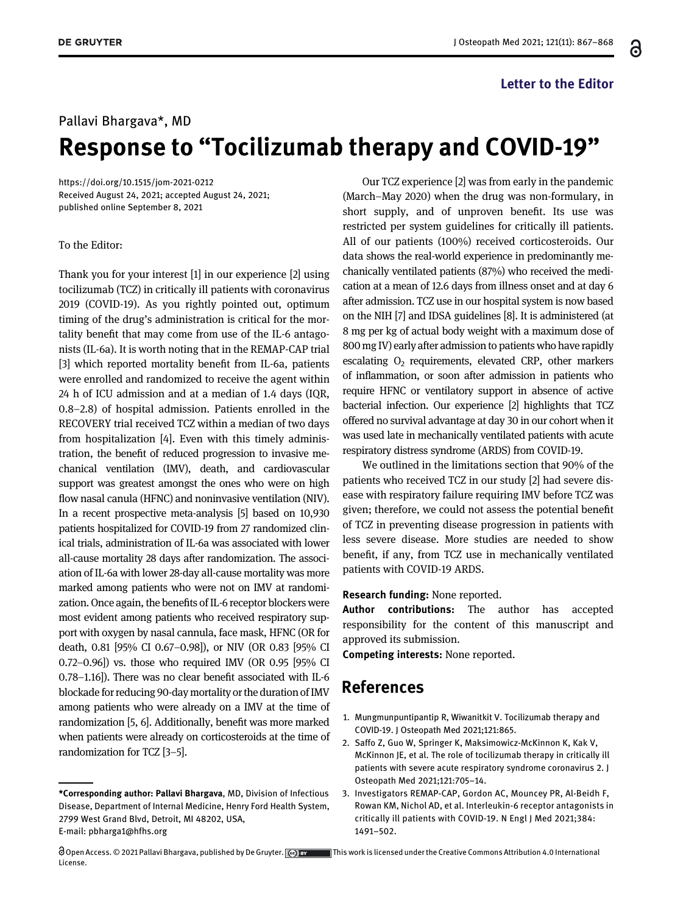Letter to the Editor

Pallavi Bhargava*, MD

# Response to "Tocilizumab therapy and COVID-19"

https://doi.org/10.1515/jom-2021-0212
Received August 24, 2021; accepted August 24, 2021;
published online September 8, 2021

To the Editor:

Thank you for your interest [1] in our experience [2] using tocilizumab (TCZ) in critically ill patients with coronavirus 2019 (COVID-19). As you rightly pointed out, optimum timing of the drug's administration is critical for the mortality benefit that may come from use of the IL-6 antagonists (IL-6a). It is worth noting that in the REMAP-CAP trial [3] which reported mortality benefit from IL-6a, patients were enrolled and randomized to receive the agent within 24 h of ICU admission and at a median of 1.4 days (IQR, 0.8–2.8) of hospital admission. Patients enrolled in the RECOVERY trial received TCZ within a median of two days from hospitalization [4]. Even with this timely administration, the benefit of reduced progression to invasive mechanical ventilation (IMV), death, and cardiovascular support was greatest amongst the ones who were on high flow nasal canula (HFNC) and noninvasive ventilation (NIV). In a recent prospective meta-analysis [5] based on 10,930 patients hospitalized for COVID-19 from 27 randomized clinical trials, administration of IL-6a was associated with lower all-cause mortality 28 days after randomization. The association of IL-6a with lower 28-day all-cause mortality was more marked among patients who were not on IMV at randomization. Once again, the benefits of IL-6 receptor blockers were most evident among patients who received respiratory support with oxygen by nasal cannula, face mask, HFNC (OR for death, 0.81 [95% CI 0.67–0.98]), or NIV (OR 0.83 [95% CI 0.72–0.96]) vs. those who required IMV (OR 0.95 [95% CI 0.78–1.16]). There was no clear benefit associated with IL-6 blockade for reducing 90-day mortality or the duration of IMV among patients who were already on a IMV at the time of randomization [5, 6]. Additionally, benefit was more marked when patients were already on corticosteroids at the time of randomization for TCZ [3–5].

Our TCZ experience [2] was from early in the pandemic (March–May 2020) when the drug was non-formulary, in short supply, and of unproven benefit. Its use was restricted per system guidelines for critically ill patients. All of our patients (100%) received corticosteroids. Our data shows the real-world experience in predominantly mechanically ventilated patients (87%) who received the medication at a mean of 12.6 days from illness onset and at day 6 after admission. TCZ use in our hospital system is now based on the NIH [7] and IDSA guidelines [8]. It is administered (at 8 mg per kg of actual body weight with a maximum dose of 800 mg IV) early after admission to patients who have rapidly escalating $O_2$ requirements, elevated CRP, other markers of inflammation, or soon after admission in patients who require HFNC or ventilatory support in absence of active bacterial infection. Our experience [2] highlights that TCZ offered no survival advantage at day 30 in our cohort when it was used late in mechanically ventilated patients with acute respiratory distress syndrome (ARDS) from COVID-19.

We outlined in the limitations section that 90% of the patients who received TCZ in our study [2] had severe disease with respiratory failure requiring IMV before TCZ was given; therefore, we could not assess the potential benefit of TCZ in preventing disease progression in patients with less severe disease. More studies are needed to show benefit, if any, from TCZ use in mechanically ventilated patients with COVID-19 ARDS.

**Research funding:** None reported.

**Author contributions:** The author has accepted responsibility for the content of this manuscript and approved its submission.

**Competing interests:** None reported.

## References

1. Mungmunpuntipantip R, Wiwanitkit V. Tocilizumab therapy and COVID-19. J Osteopath Med 2021;121:865.
2. Saffo Z, Guo W, Springer K, Maksimowicz-McKinnon K, Kak V, McKinnon JE, et al. The role of tocilizumab therapy in critically ill patients with severe acute respiratory syndrome coronavirus 2. J Osteopath Med 2021;121:705–14.
3. Investigators REMAP-CAP, Gordon AC, Mouncey PR, Al-Beidh F, Rowan KM, Nichol AD, et al. Interleukin-6 receptor antagonists in critically ill patients with COVID-19. N Engl J Med 2021;384:1491–502.

---

*Corresponding author: **Pallavi Bhargava**, MD, Division of Infectious Disease, Department of Internal Medicine, Henry Ford Health System, 2799 West Grand Blvd, Detroit, MI 48202, USA, E-mail: pbharga1@hfhs.org

Open Access. © 2021 Pallavi Bhargava, published by De Gruyter. This work is licensed under the Creative Commons Attribution 4.0 International License.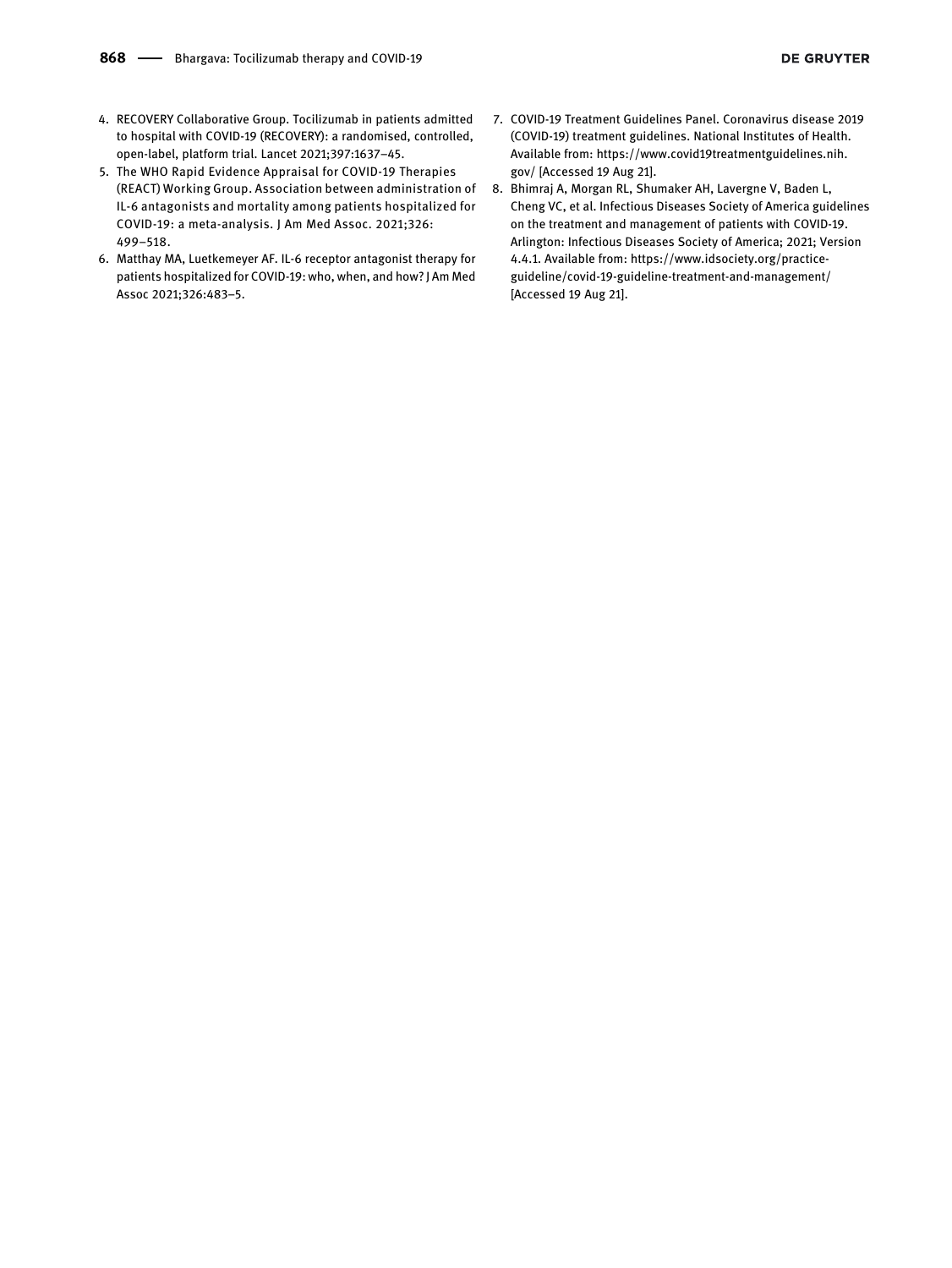4. RECOVERY Collaborative Group. Tocilizumab in patients admitted to hospital with COVID-19 (RECOVERY): a randomised, controlled, open-label, platform trial. Lancet 2021;397:1637–45.
5. The WHO Rapid Evidence Appraisal for COVID-19 Therapies (REACT) Working Group. Association between administration of IL-6 antagonists and mortality among patients hospitalized for COVID-19: a meta-analysis. J Am Med Assoc. 2021;326: 499–518.
6. Matthay MA, Luetkemeyer AF. IL-6 receptor antagonist therapy for patients hospitalized for COVID-19: who, when, and how? J Am Med Assoc 2021;326:483–5.
7. COVID-19 Treatment Guidelines Panel. Coronavirus disease 2019 (COVID-19) treatment guidelines. National Institutes of Health. Available from: https://www.covid19treatmentguidelines.nih.gov/ [Accessed 19 Aug 21].
8. Bhimraj A, Morgan RL, Shumaker AH, Lavergne V, Baden L, Cheng VC, et al. Infectious Diseases Society of America guidelines on the treatment and management of patients with COVID-19. Arlington: Infectious Diseases Society of America; 2021; Version 4.4.1. Available from: https://www.idsociety.org/practice-guideline/covid-19-guideline-treatment-and-management/ [Accessed 19 Aug 21].